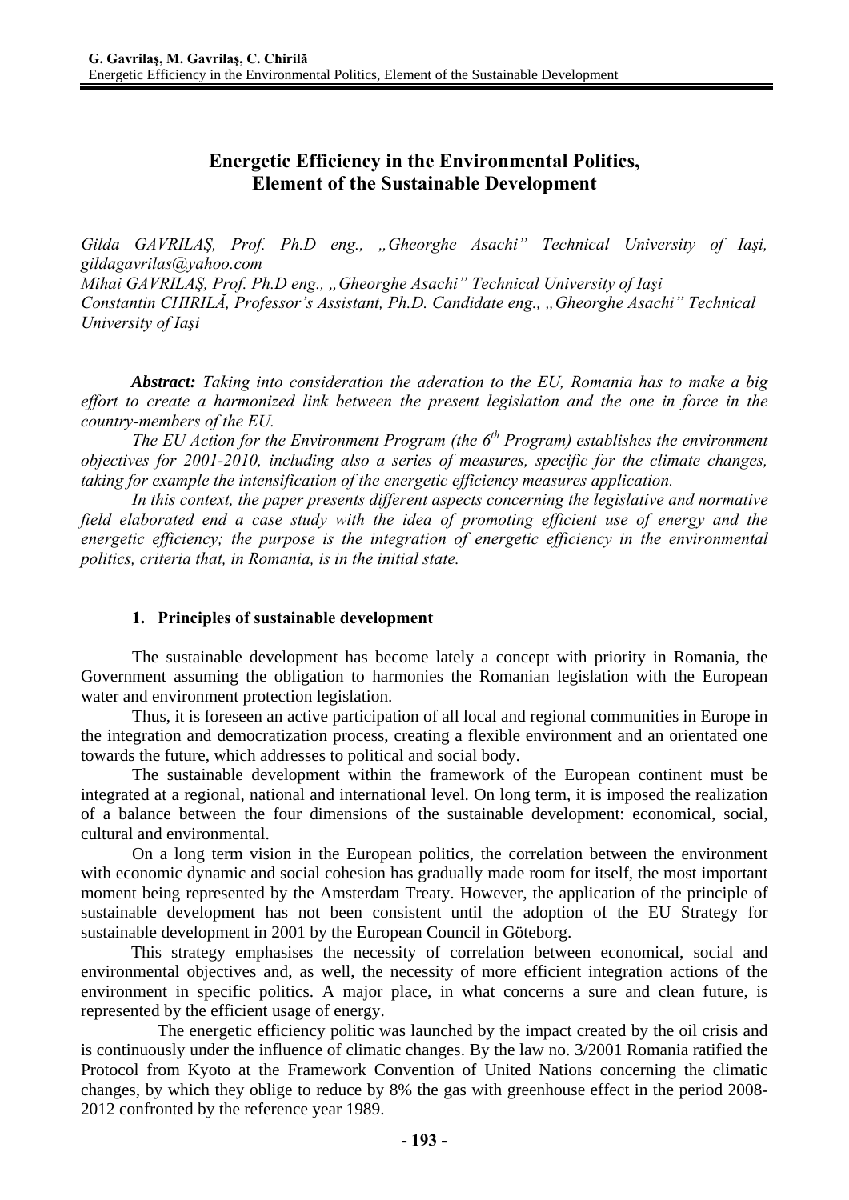# Energetic Efficiency in the Environmental Politics, Element of the Sustainable Development

*Gilda GAVRILAŞ, Prof. Ph.D eng., „Gheorghe Asachi" Technical University of Iaşi, gildagavrilas@yahoo.com*
*Mihai GAVRILAŞ, Prof. Ph.D eng., „Gheorghe Asachi" Technical University of Iaşi*
*Constantin CHIRILĂ, Professor's Assistant, Ph.D. Candidate eng., „Gheorghe Asachi" Technical University of Iaşi*

***Abstract:*** *Taking into consideration the aderation to the EU, Romania has to make a big effort to create a harmonized link between the present legislation and the one in force in the country-members of the EU.*

*The EU Action for the Environment Program (the 6th Program) establishes the environment objectives for 2001-2010, including also a series of measures, specific for the climate changes, taking for example the intensification of the energetic efficiency measures application.*

*In this context, the paper presents different aspects concerning the legislative and normative field elaborated end a case study with the idea of promoting efficient use of energy and the energetic efficiency; the purpose is the integration of energetic efficiency in the environmental politics, criteria that, in Romania, is in the initial state.*

## 1. Principles of sustainable development

The sustainable development has become lately a concept with priority in Romania, the Government assuming the obligation to harmonies the Romanian legislation with the European water and environment protection legislation.

Thus, it is foreseen an active participation of all local and regional communities in Europe in the integration and democratization process, creating a flexible environment and an orientated one towards the future, which addresses to political and social body.

The sustainable development within the framework of the European continent must be integrated at a regional, national and international level. On long term, it is imposed the realization of a balance between the four dimensions of the sustainable development: economical, social, cultural and environmental.

On a long term vision in the European politics, the correlation between the environment with economic dynamic and social cohesion has gradually made room for itself, the most important moment being represented by the Amsterdam Treaty. However, the application of the principle of sustainable development has not been consistent until the adoption of the EU Strategy for sustainable development in 2001 by the European Council in Göteborg.

This strategy emphasises the necessity of correlation between economical, social and environmental objectives and, as well, the necessity of more efficient integration actions of the environment in specific politics. A major place, in what concerns a sure and clean future, is represented by the efficient usage of energy.

The energetic efficiency politic was launched by the impact created by the oil crisis and is continuously under the influence of climatic changes. By the law no. 3/2001 Romania ratified the Protocol from Kyoto at the Framework Convention of United Nations concerning the climatic changes, by which they oblige to reduce by 8% the gas with greenhouse effect in the period 2008-2012 confronted by the reference year 1989.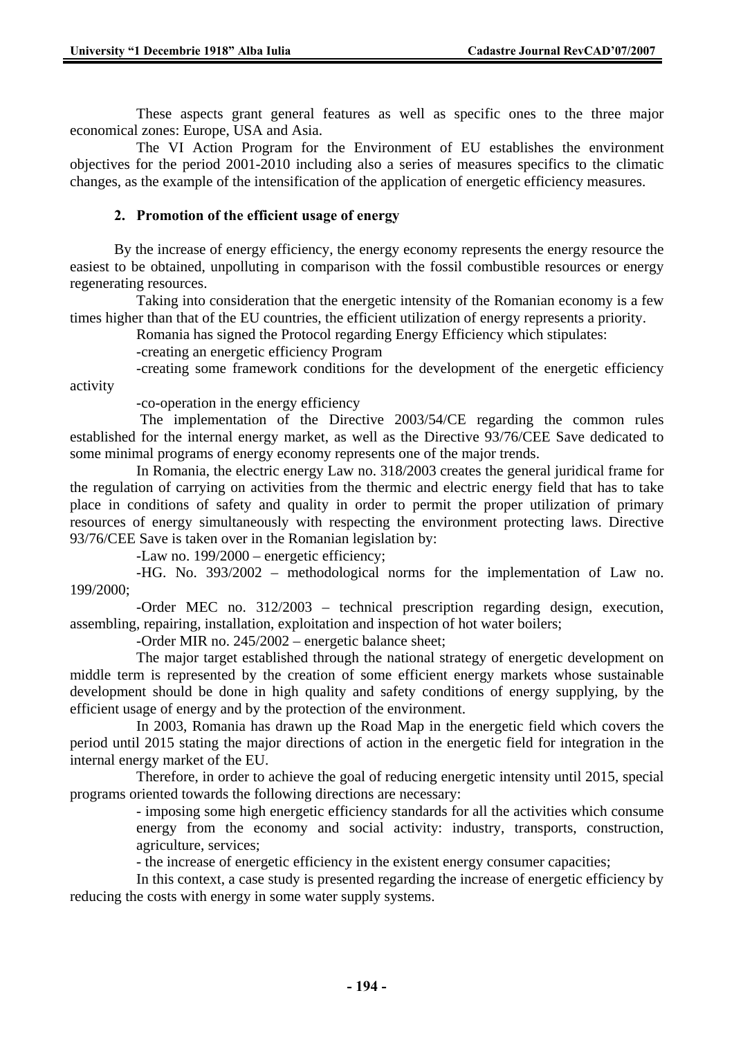These aspects grant general features as well as specific ones to the three major economical zones: Europe, USA and Asia.

The VI Action Program for the Environment of EU establishes the environment objectives for the period 2001-2010 including also a series of measures specifics to the climatic changes, as the example of the intensification of the application of energetic efficiency measures.

## 2. Promotion of the efficient usage of energy

By the increase of energy efficiency, the energy economy represents the energy resource the easiest to be obtained, unpolluting in comparison with the fossil combustible resources or energy regenerating resources.

Taking into consideration that the energetic intensity of the Romanian economy is a few times higher than that of the EU countries, the efficient utilization of energy represents a priority.

Romania has signed the Protocol regarding Energy Efficiency which stipulates:

-creating an energetic efficiency Program

-creating some framework conditions for the development of the energetic efficiency activity

-co-operation in the energy efficiency

The implementation of the Directive 2003/54/CE regarding the common rules established for the internal energy market, as well as the Directive 93/76/CEE Save dedicated to some minimal programs of energy economy represents one of the major trends.

In Romania, the electric energy Law no. 318/2003 creates the general juridical frame for the regulation of carrying on activities from the thermic and electric energy field that has to take place in conditions of safety and quality in order to permit the proper utilization of primary resources of energy simultaneously with respecting the environment protecting laws. Directive 93/76/CEE Save is taken over in the Romanian legislation by:

-Law no. 199/2000 – energetic efficiency;

-HG. No. 393/2002 – methodological norms for the implementation of Law no. 199/2000;

-Order MEC no. 312/2003 – technical prescription regarding design, execution, assembling, repairing, installation, exploitation and inspection of hot water boilers;

-Order MIR no. 245/2002 – energetic balance sheet;

The major target established through the national strategy of energetic development on middle term is represented by the creation of some efficient energy markets whose sustainable development should be done in high quality and safety conditions of energy supplying, by the efficient usage of energy and by the protection of the environment.

In 2003, Romania has drawn up the Road Map in the energetic field which covers the period until 2015 stating the major directions of action in the energetic field for integration in the internal energy market of the EU.

Therefore, in order to achieve the goal of reducing energetic intensity until 2015, special programs oriented towards the following directions are necessary:

- imposing some high energetic efficiency standards for all the activities which consume energy from the economy and social activity: industry, transports, construction, agriculture, services;
- the increase of energetic efficiency in the existent energy consumer capacities;

In this context, a case study is presented regarding the increase of energetic efficiency by reducing the costs with energy in some water supply systems.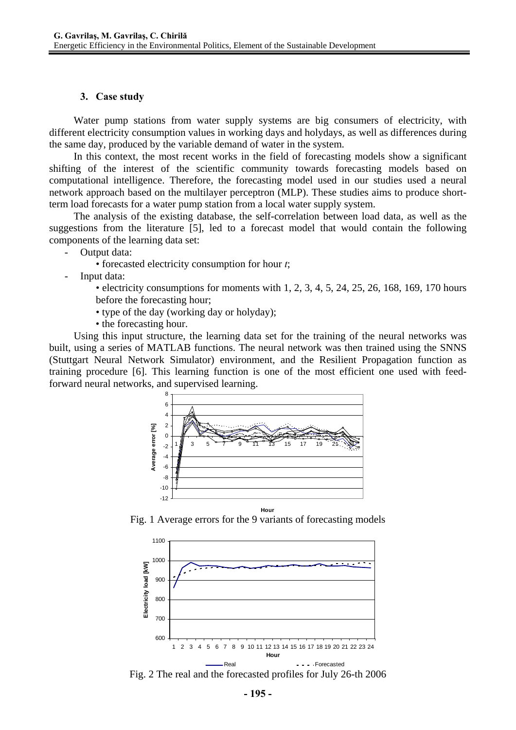### 3. Case study

Water pump stations from water supply systems are big consumers of electricity, with different electricity consumption values in working days and holydays, as well as differences during the same day, produced by the variable demand of water in the system.

In this context, the most recent works in the field of forecasting models show a significant shifting of the interest of the scientific community towards forecasting models based on computational intelligence. Therefore, the forecasting model used in our studies used a neural network approach based on the multilayer perceptron (MLP). These studies aims to produce short-term load forecasts for a water pump station from a local water supply system.

The analysis of the existing database, the self-correlation between load data, as well as the suggestions from the literature [5], led to a forecast model that would contain the following components of the learning data set:

- Output data:
  - forecasted electricity consumption for hour *t*;
- Input data:
  - electricity consumptions for moments with 1, 2, 3, 4, 5, 24, 25, 26, 168, 169, 170 hours before the forecasting hour;
  - type of the day (working day or holyday);
  - the forecasting hour.

Using this input structure, the learning data set for the training of the neural networks was built, using a series of MATLAB functions. The neural network was then trained using the SNNS (Stuttgart Neural Network Simulator) environment, and the Resilient Propagation function as training procedure [6]. This learning function is one of the most efficient one used with feed-forward neural networks, and supervised learning.

Fig. 1 Average errors for the 9 variants of forecasting models

Fig. 2 The real and the forecasted profiles for July 26-th 2006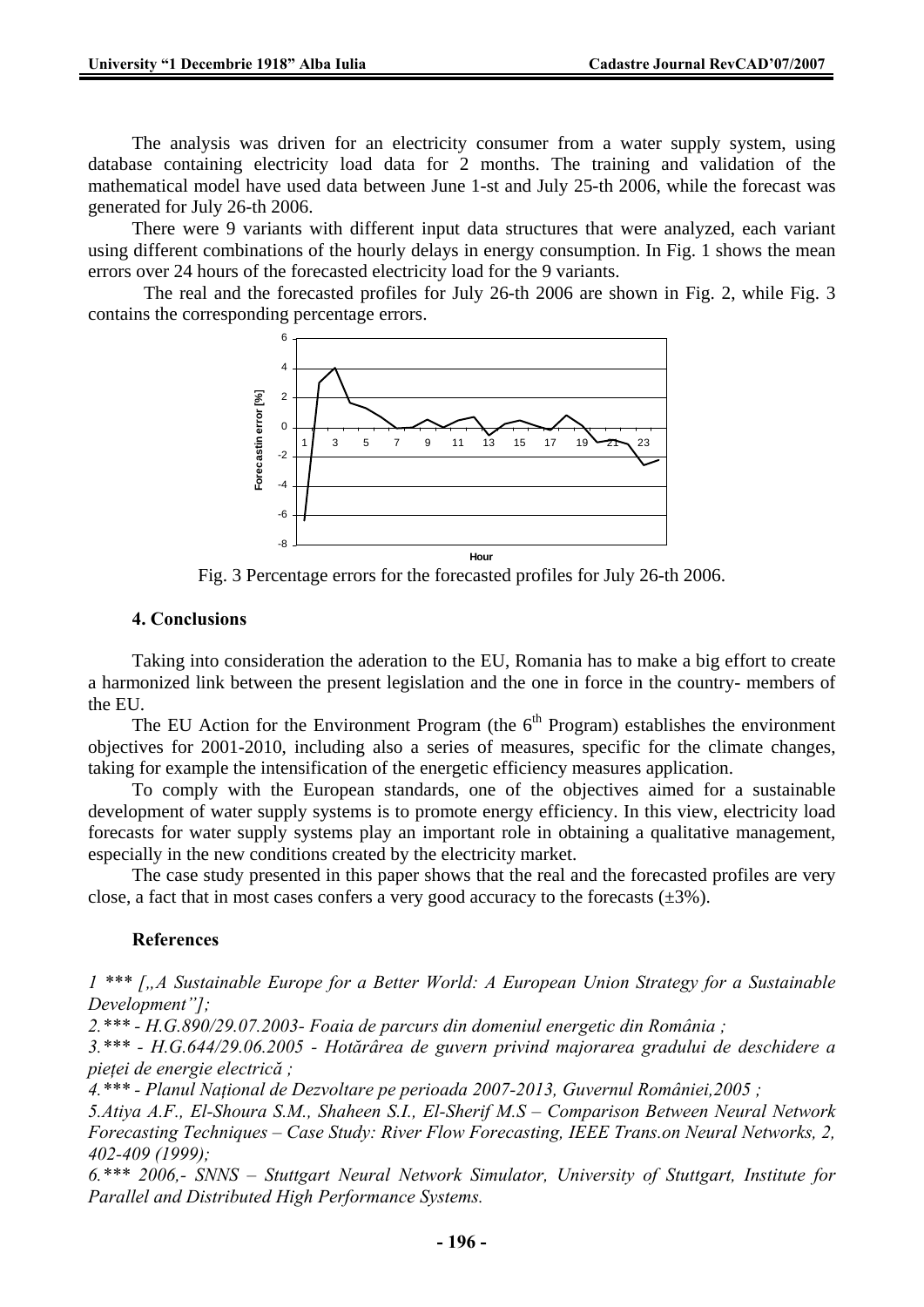The analysis was driven for an electricity consumer from a water supply system, using database containing electricity load data for 2 months. The training and validation of the mathematical model have used data between June 1-st and July 25-th 2006, while the forecast was generated for July 26-th 2006.

There were 9 variants with different input data structures that were analyzed, each variant using different combinations of the hourly delays in energy consumption. In Fig. 1 shows the mean errors over 24 hours of the forecasted electricity load for the 9 variants.

The real and the forecasted profiles for July 26-th 2006 are shown in Fig. 2, while Fig. 3 contains the corresponding percentage errors.

Forecastin error [%]

6
4
2
0
-2
-4
-6
-8

1 3 5 7 9 11 13 15 17 19 21 23

Hour

Fig. 3 Percentage errors for the forecasted profiles for July 26-th 2006.

### 4. Conclusions

Taking into consideration the aderation to the EU, Romania has to make a big effort to create a harmonized link between the present legislation and the one in force in the country- members of the EU.

The EU Action for the Environment Program (the 6$^{th}$ Program) establishes the environment objectives for 2001-2010, including also a series of measures, specific for the climate changes, taking for example the intensification of the energetic efficiency measures application.

To comply with the European standards, one of the objectives aimed for a sustainable development of water supply systems is to promote energy efficiency. In this view, electricity load forecasts for water supply systems play an important role in obtaining a qualitative management, especially in the new conditions created by the electricity market.

The case study presented in this paper shows that the real and the forecasted profiles are very close, a fact that in most cases confers a very good accuracy to the forecasts (±3%).

### References

*1 *** [„A Sustainable Europe for a Better World: A European Union Strategy for a Sustainable Development”];*

*2.*** - H.G.890/29.07.2003- Foaia de parcurs din domeniul energetic din România ;*

*3.*** - H.G.644/29.06.2005 - Hotărârea de guvern privind majorarea gradului de deschidere a pieței de energie electrică ;*

*4.*** - Planul Național de Dezvoltare pe perioada 2007-2013, Guvernul României,2005 ;*

*5.Atiya A.F., El-Shoura S.M., Shaheen S.I., El-Sherif M.S – Comparison Between Neural Network Forecasting Techniques – Case Study: River Flow Forecasting, IEEE Trans.on Neural Networks, 2, 402-409 (1999);*

*6.*** 2006,- SNNS – Stuttgart Neural Network Simulator, University of Stuttgart, Institute for Parallel and Distributed High Performance Systems.*